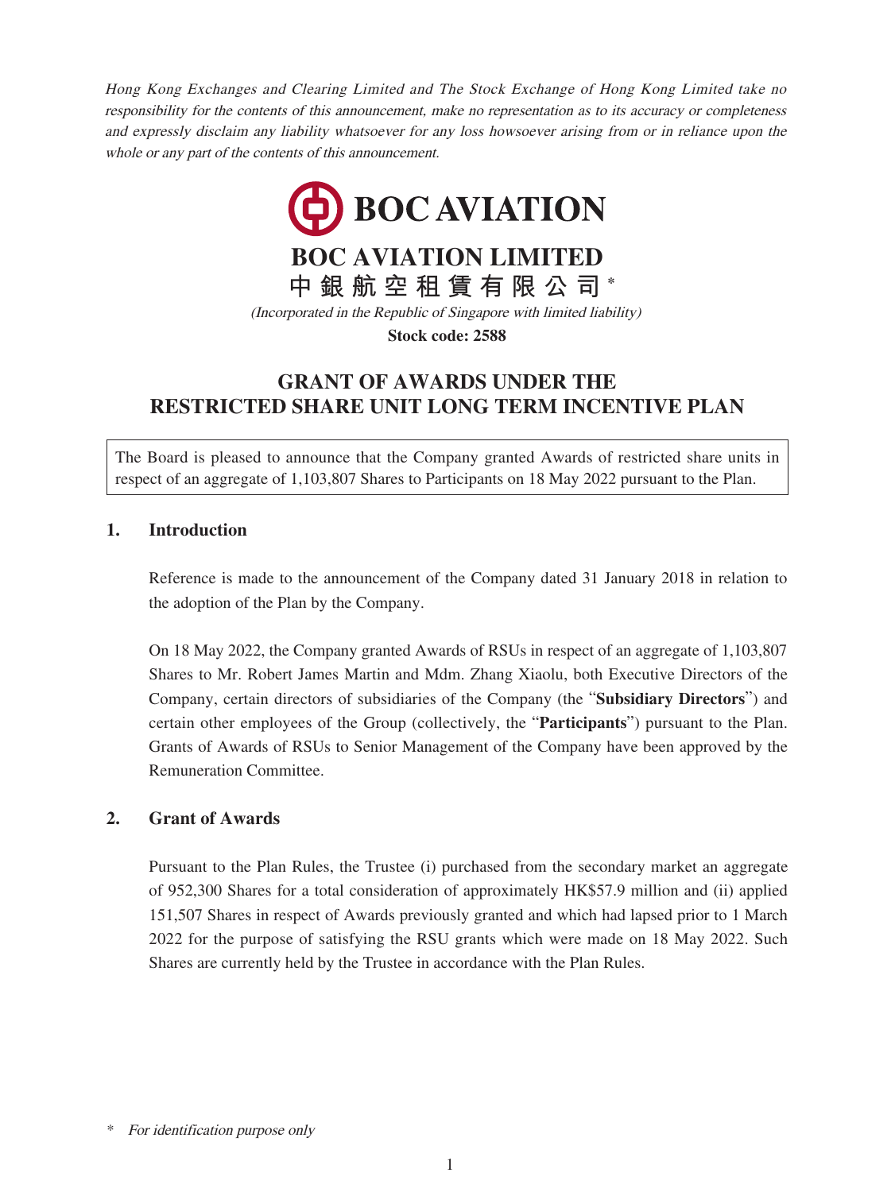*Hong Kong Exchanges and Clearing Limited and The Stock Exchange of Hong Kong Limited take no responsibility for the contents of this announcement, make no representation as to its accuracy or completeness and expressly disclaim any liability whatsoever for any loss howsoever arising from or in reliance upon the whole or any part of the contents of this announcement.*

**BOC AVIATION**

# BOC AVIATION LIMITED

**中銀航空租賃有限公司** *

*(Incorporated in the Republic of Singapore with limited liability)*

**Stock code: 2588**

# GRANT OF AWARDS UNDER THE RESTRICTED SHARE UNIT LONG TERM INCENTIVE PLAN

The Board is pleased to announce that the Company granted Awards of restricted share units in respect of an aggregate of 1,103,807 Shares to Participants on 18 May 2022 pursuant to the Plan.

## 1. Introduction

Reference is made to the announcement of the Company dated 31 January 2018 in relation to the adoption of the Plan by the Company.

On 18 May 2022, the Company granted Awards of RSUs in respect of an aggregate of 1,103,807 Shares to Mr. Robert James Martin and Mdm. Zhang Xiaolu, both Executive Directors of the Company, certain directors of subsidiaries of the Company (the "**Subsidiary Directors**") and certain other employees of the Group (collectively, the "**Participants**") pursuant to the Plan. Grants of Awards of RSUs to Senior Management of the Company have been approved by the Remuneration Committee.

## 2. Grant of Awards

Pursuant to the Plan Rules, the Trustee (i) purchased from the secondary market an aggregate of 952,300 Shares for a total consideration of approximately HK$57.9 million and (ii) applied 151,507 Shares in respect of Awards previously granted and which had lapsed prior to 1 March 2022 for the purpose of satisfying the RSU grants which were made on 18 May 2022. Such Shares are currently held by the Trustee in accordance with the Plan Rules.

\* *For identification purpose only*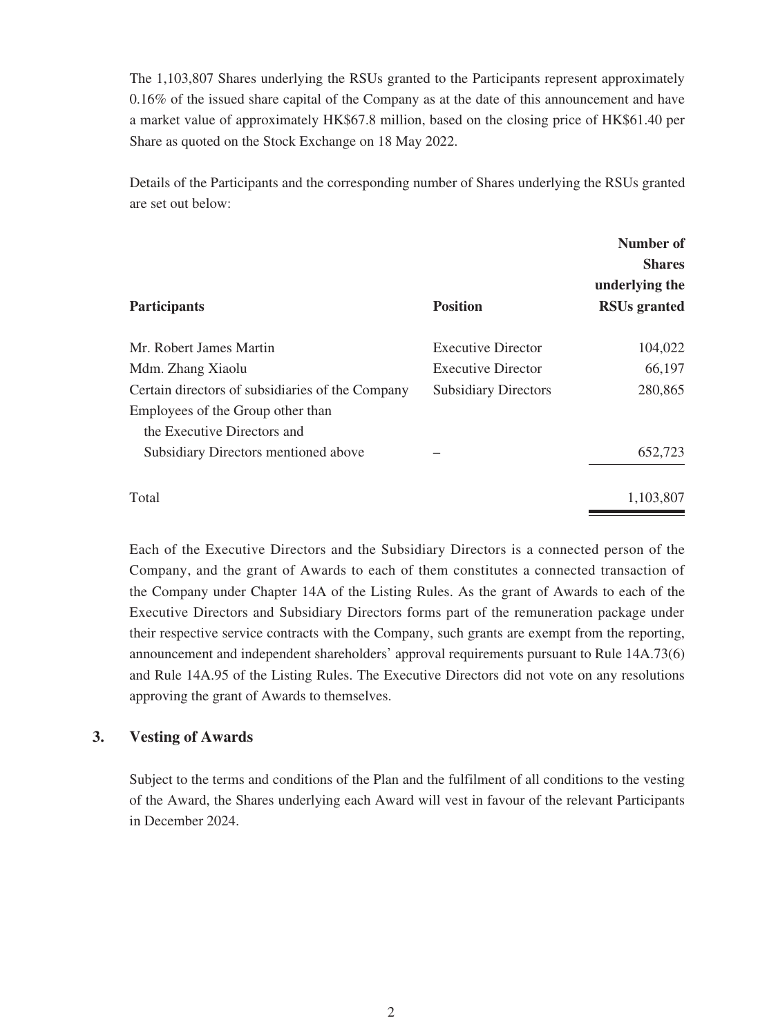The 1,103,807 Shares underlying the RSUs granted to the Participants represent approximately 0.16% of the issued share capital of the Company as at the date of this announcement and have a market value of approximately HK$67.8 million, based on the closing price of HK$61.40 per Share as quoted on the Stock Exchange on 18 May 2022.

Details of the Participants and the corresponding number of Shares underlying the RSUs granted are set out below:

| **Participants** | **Position** | **Number of Shares underlying the RSUs granted** |
|---|---|---|
| Mr. Robert James Martin | Executive Director | 104,022 |
| Mdm. Zhang Xiaolu | Executive Director | 66,197 |
| Certain directors of subsidiaries of the Company | Subsidiary Directors | 280,865 |
| Employees of the Group other than the Executive Directors and Subsidiary Directors mentioned above | – | 652,723 |
| Total | | 1,103,807 |

Each of the Executive Directors and the Subsidiary Directors is a connected person of the Company, and the grant of Awards to each of them constitutes a connected transaction of the Company under Chapter 14A of the Listing Rules. As the grant of Awards to each of the Executive Directors and Subsidiary Directors forms part of the remuneration package under their respective service contracts with the Company, such grants are exempt from the reporting, announcement and independent shareholders' approval requirements pursuant to Rule 14A.73(6) and Rule 14A.95 of the Listing Rules. The Executive Directors did not vote on any resolutions approving the grant of Awards to themselves.

### 3. Vesting of Awards

Subject to the terms and conditions of the Plan and the fulfilment of all conditions to the vesting of the Award, the Shares underlying each Award will vest in favour of the relevant Participants in December 2024.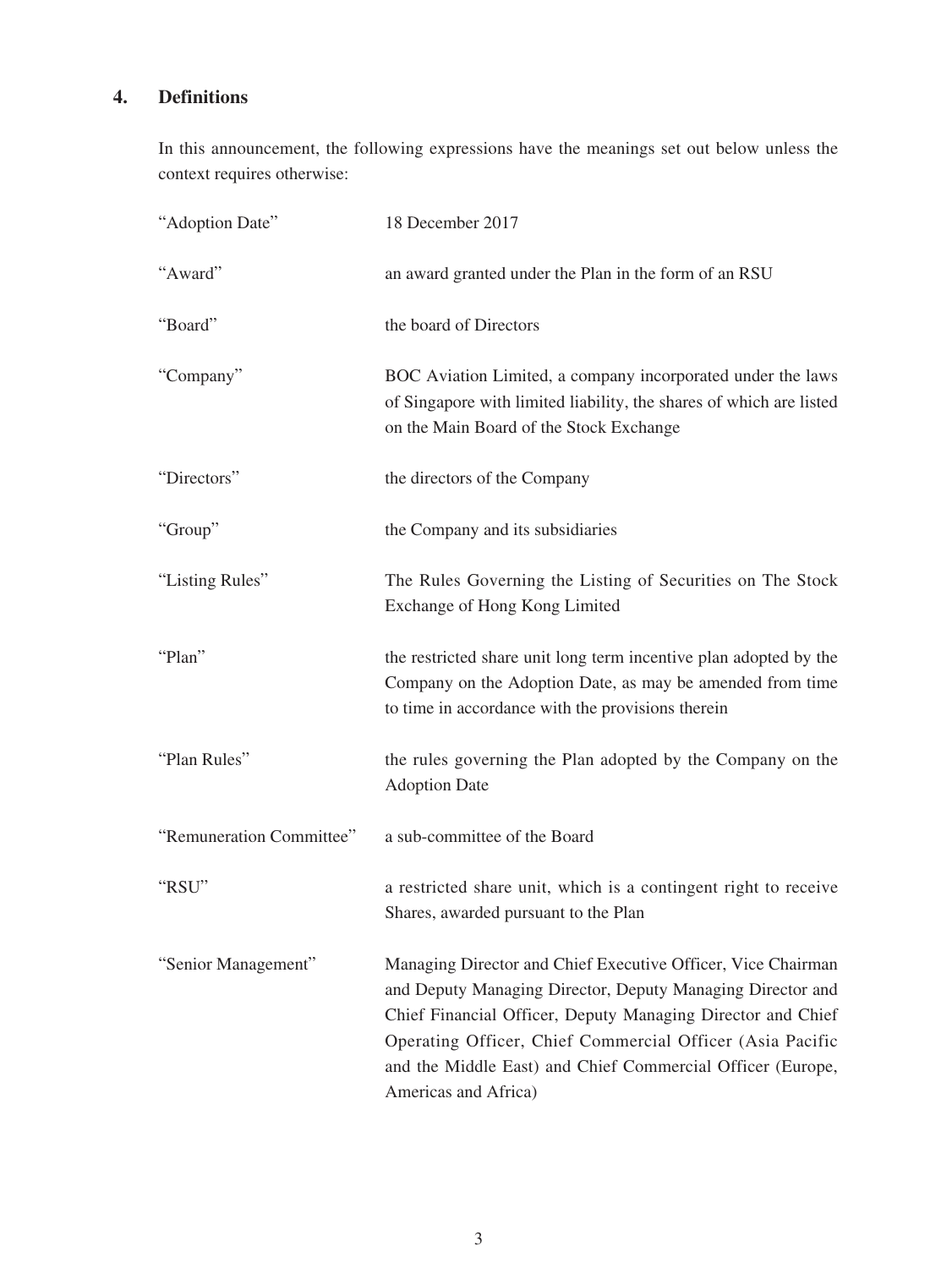## 4. Definitions

In this announcement, the following expressions have the meanings set out below unless the context requires otherwise:

| | |
|---|---|
| "Adoption Date" | 18 December 2017 |
| "Award" | an award granted under the Plan in the form of an RSU |
| "Board" | the board of Directors |
| "Company" | BOC Aviation Limited, a company incorporated under the laws of Singapore with limited liability, the shares of which are listed on the Main Board of the Stock Exchange |
| "Directors" | the directors of the Company |
| "Group" | the Company and its subsidiaries |
| "Listing Rules" | The Rules Governing the Listing of Securities on The Stock Exchange of Hong Kong Limited |
| "Plan" | the restricted share unit long term incentive plan adopted by the Company on the Adoption Date, as may be amended from time to time in accordance with the provisions therein |
| "Plan Rules" | the rules governing the Plan adopted by the Company on the Adoption Date |
| "Remuneration Committee" | a sub-committee of the Board |
| "RSU" | a restricted share unit, which is a contingent right to receive Shares, awarded pursuant to the Plan |
| "Senior Management" | Managing Director and Chief Executive Officer, Vice Chairman and Deputy Managing Director, Deputy Managing Director and Chief Financial Officer, Deputy Managing Director and Chief Operating Officer, Chief Commercial Officer (Asia Pacific and the Middle East) and Chief Commercial Officer (Europe, Americas and Africa) |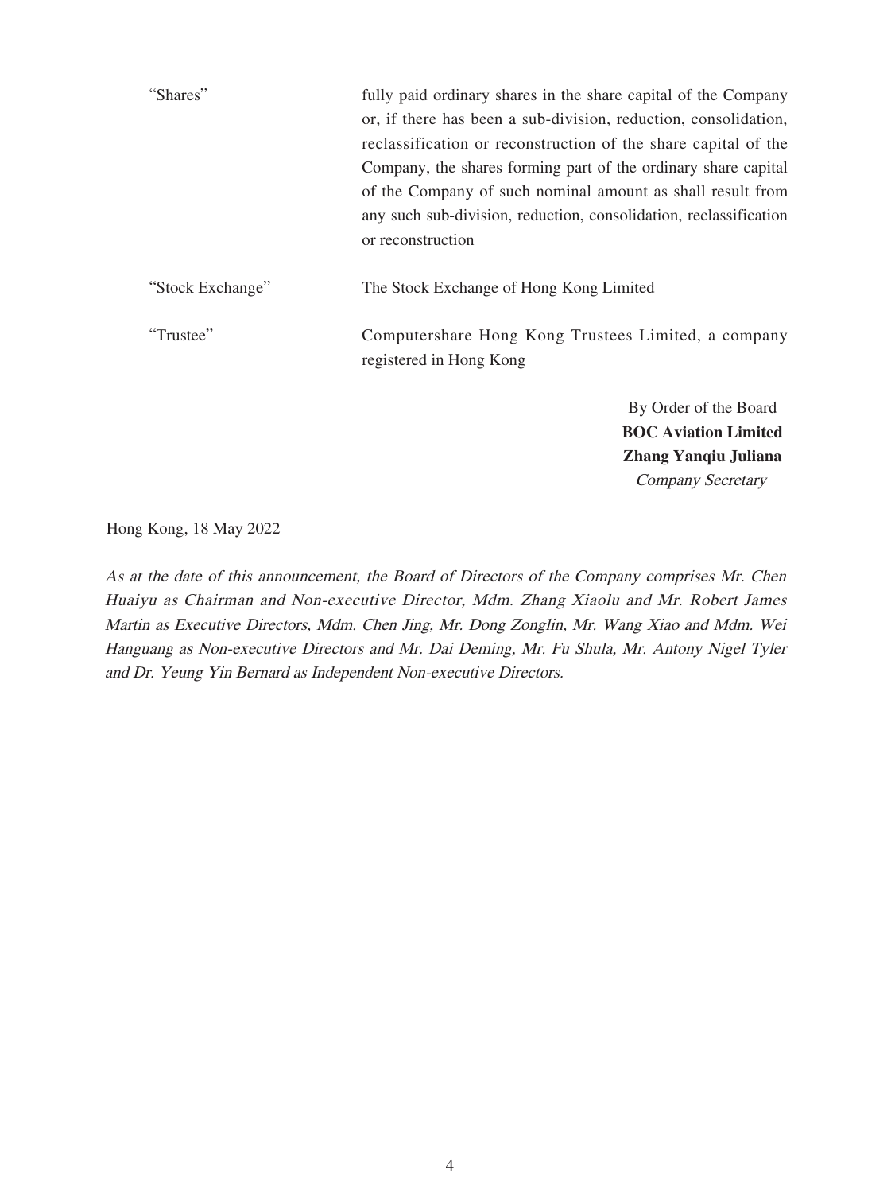| | |
|---|---|
| "Shares" | fully paid ordinary shares in the share capital of the Company or, if there has been a sub-division, reduction, consolidation, reclassification or reconstruction of the share capital of the Company, the shares forming part of the ordinary share capital of the Company of such nominal amount as shall result from any such sub-division, reduction, consolidation, reclassification or reconstruction |
| "Stock Exchange" | The Stock Exchange of Hong Kong Limited |
| "Trustee" | Computershare Hong Kong Trustees Limited, a company registered in Hong Kong |

By Order of the Board
**BOC Aviation Limited**
**Zhang Yanqiu Juliana**
*Company Secretary*

Hong Kong, 18 May 2022

*As at the date of this announcement, the Board of Directors of the Company comprises Mr. Chen Huaiyu as Chairman and Non-executive Director, Mdm. Zhang Xiaolu and Mr. Robert James Martin as Executive Directors, Mdm. Chen Jing, Mr. Dong Zonglin, Mr. Wang Xiao and Mdm. Wei Hanguang as Non-executive Directors and Mr. Dai Deming, Mr. Fu Shula, Mr. Antony Nigel Tyler and Dr. Yeung Yin Bernard as Independent Non-executive Directors.*